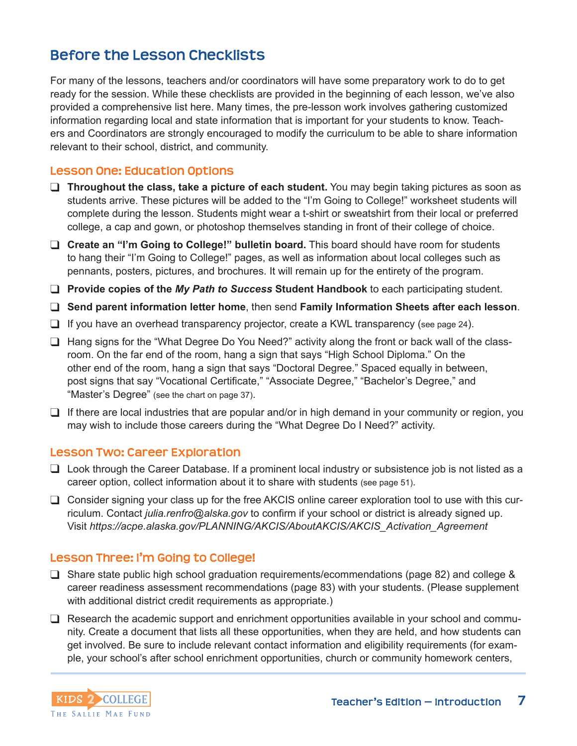# Before the Lesson Checklists

For many of the lessons, teachers and/or coordinators will have some preparatory work to do to get ready for the session. While these checklists are provided in the beginning of each lesson, we've also provided a comprehensive list here. Many times, the pre-lesson work involves gathering customized information regarding local and state information that is important for your students to know. Teachers and Coordinators are strongly encouraged to modify the curriculum to be able to share information relevant to their school, district, and community.

## Lesson One: Education Options

- ❑ **Throughout the class, take a picture of each student.** You may begin taking pictures as soon as students arrive. These pictures will be added to the "I'm Going to College!" worksheet students will complete during the lesson. Students might wear a t-shirt or sweatshirt from their local or preferred college, a cap and gown, or photoshop themselves standing in front of their college of choice.
- ❑ **Create an "I'm Going to College!" bulletin board.** This board should have room for students to hang their "I'm Going to College!" pages, as well as information about local colleges such as pennants, posters, pictures, and brochures. It will remain up for the entirety of the program.
- ❑ **Provide copies of the *My Path to Success* Student Handbook** to each participating student.
- ❑ **Send parent information letter home**, then send **Family Information Sheets after each lesson**.
- ❑ If you have an overhead transparency projector, create a KWL transparency (see page 24).
- ❑ Hang signs for the "What Degree Do You Need?" activity along the front or back wall of the classroom. On the far end of the room, hang a sign that says "High School Diploma." On the other end of the room, hang a sign that says "Doctoral Degree." Spaced equally in between, post signs that say "Vocational Certificate," "Associate Degree," "Bachelor's Degree," and "Master's Degree" (see the chart on page 37).
- ❑ If there are local industries that are popular and/or in high demand in your community or region, you may wish to include those careers during the "What Degree Do I Need?" activity.

## Lesson Two: Career Exploration

- ❑ Look through the Career Database. If a prominent local industry or subsistence job is not listed as a career option, collect information about it to share with students (see page 51).
- ❑ Consider signing your class up for the free AKCIS online career exploration tool to use with this curriculum. Contact *julia.renfro@alska.gov* to confirm if your school or district is already signed up. Visit *https://acpe.alaska.gov/PLANNING/AKCIS/AboutAKCIS/AKCIS_Activation_Agreement*

## Lesson Three: I'm Going to College!

- ❑ Share state public high school graduation requirements/ecommendations (page 82) and college & career readiness assessment recommendations (page 83) with your students. (Please supplement with additional district credit requirements as appropriate.)
- ❑ Research the academic support and enrichment opportunities available in your school and community. Create a document that lists all these opportunities, when they are held, and how students can get involved. Be sure to include relevant contact information and eligibility requirements (for example, your school's after school enrichment opportunities, church or community homework centers,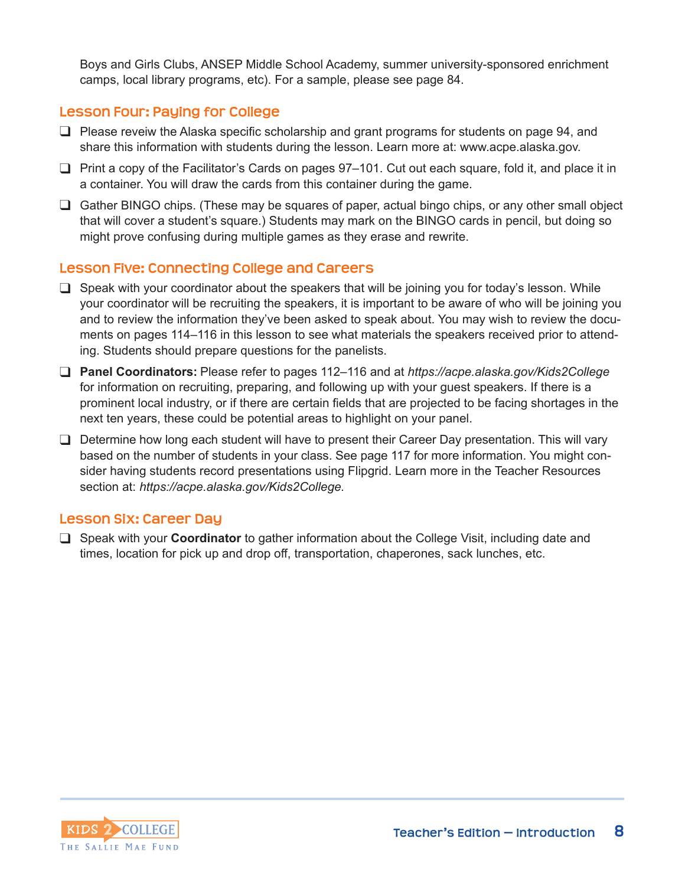Boys and Girls Clubs, ANSEP Middle School Academy, summer university-sponsored enrichment camps, local library programs, etc). For a sample, please see page 84.

## Lesson Four: Paying for College

- ❑ Please reveiw the Alaska specific scholarship and grant programs for students on page 94, and share this information with students during the lesson. Learn more at: www.acpe.alaska.gov.
- ❑ Print a copy of the Facilitator's Cards on pages 97–101. Cut out each square, fold it, and place it in a container. You will draw the cards from this container during the game.
- ❑ Gather BINGO chips. (These may be squares of paper, actual bingo chips, or any other small object that will cover a student's square.) Students may mark on the BINGO cards in pencil, but doing so might prove confusing during multiple games as they erase and rewrite.

## Lesson Five: Connecting College and Careers

- ❑ Speak with your coordinator about the speakers that will be joining you for today's lesson. While your coordinator will be recruiting the speakers, it is important to be aware of who will be joining you and to review the information they've been asked to speak about. You may wish to review the documents on pages 114–116 in this lesson to see what materials the speakers received prior to attending. Students should prepare questions for the panelists.
- ❑ **Panel Coordinators:** Please refer to pages 112–116 and at *https://acpe.alaska.gov/Kids2College* for information on recruiting, preparing, and following up with your guest speakers. If there is a prominent local industry, or if there are certain fields that are projected to be facing shortages in the next ten years, these could be potential areas to highlight on your panel.
- ❑ Determine how long each student will have to present their Career Day presentation. This will vary based on the number of students in your class. See page 117 for more information. You might consider having students record presentations using Flipgrid. Learn more in the Teacher Resources section at: *https://acpe.alaska.gov/Kids2College.*

## Lesson Six: Career Day

- ❑ Speak with your **Coordinator** to gather information about the College Visit, including date and times, location for pick up and drop off, transportation, chaperones, sack lunches, etc.